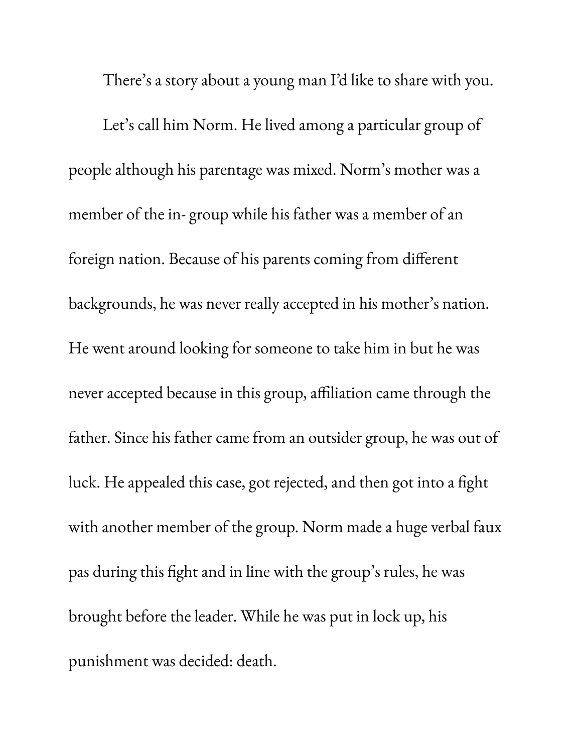There's a story about a young man I'd like to share with you.

Let's call him Norm. He lived among a particular group of people although his parentage was mixed. Norm's mother was a member of the in- group while his father was a member of an foreign nation. Because of his parents coming from different backgrounds, he was never really accepted in his mother's nation. He went around looking for someone to take him in but he was never accepted because in this group, affiliation came through the father. Since his father came from an outsider group, he was out of luck. He appealed this case, got rejected, and then got into a fight with another member of the group. Norm made a huge verbal faux pas during this fight and in line with the group's rules, he was brought before the leader. While he was put in lock up, his punishment was decided: death.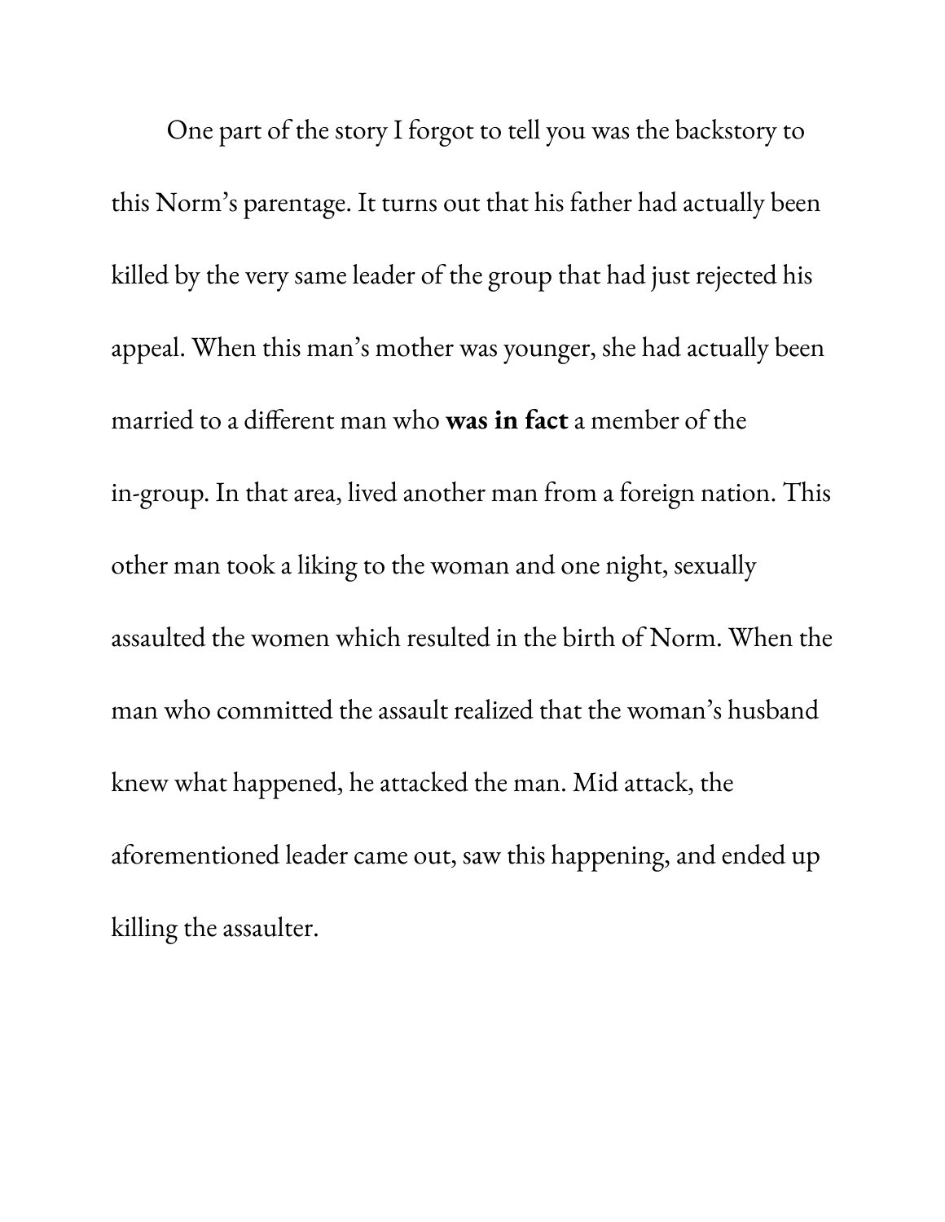One part of the story I forgot to tell you was the backstory to this Norm's parentage. It turns out that his father had actually been killed by the very same leader of the group that had just rejected his appeal. When this man's mother was younger, she had actually been married to a different man who **was in fact** a member of the in-group. In that area, lived another man from a foreign nation. This other man took a liking to the woman and one night, sexually assaulted the women which resulted in the birth of Norm. When the man who committed the assault realized that the woman's husband knew what happened, he attacked the man. Mid attack, the aforementioned leader came out, saw this happening, and ended up killing the assaulter.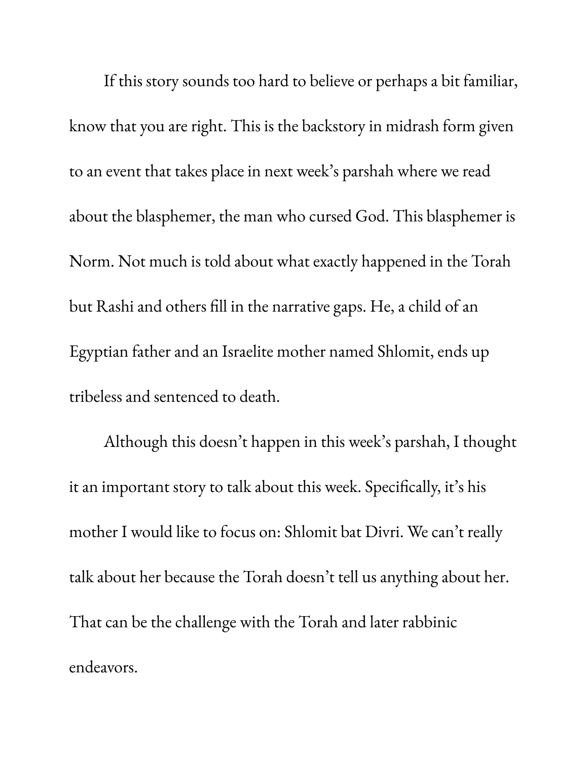If this story sounds too hard to believe or perhaps a bit familiar, know that you are right. This is the backstory in midrash form given to an event that takes place in next week's parshah where we read about the blasphemer, the man who cursed God. This blasphemer is Norm. Not much is told about what exactly happened in the Torah but Rashi and others fill in the narrative gaps. He, a child of an Egyptian father and an Israelite mother named Shlomit, ends up tribeless and sentenced to death.

Although this doesn't happen in this week's parshah, I thought it an important story to talk about this week. Specifically, it's his mother I would like to focus on: Shlomit bat Divri. We can't really talk about her because the Torah doesn't tell us anything about her. That can be the challenge with the Torah and later rabbinic endeavors.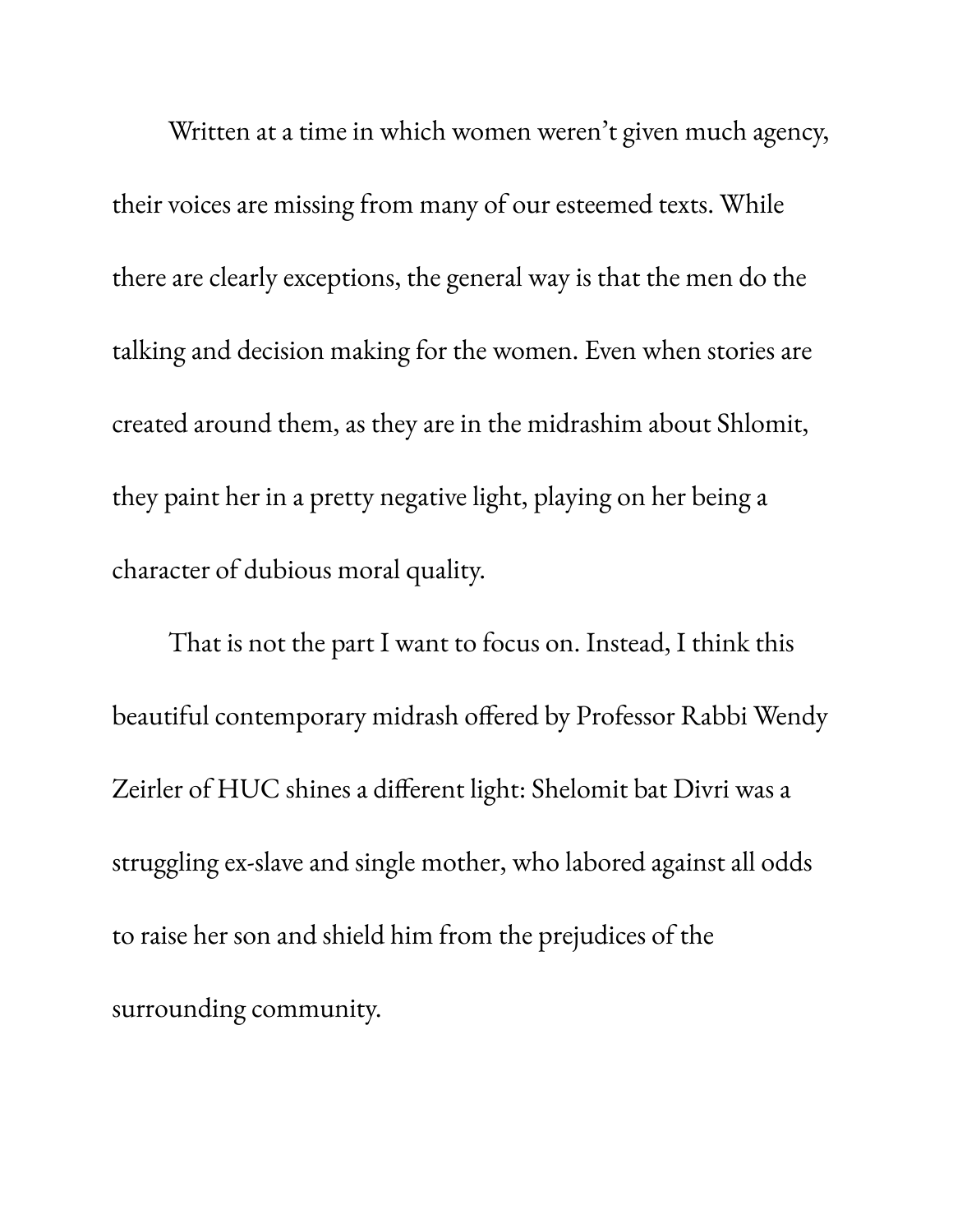Written at a time in which women weren't given much agency, their voices are missing from many of our esteemed texts. While there are clearly exceptions, the general way is that the men do the talking and decision making for the women. Even when stories are created around them, as they are in the midrashim about Shlomit, they paint her in a pretty negative light, playing on her being a character of dubious moral quality.

That is not the part I want to focus on. Instead, I think this beautiful contemporary midrash offered by Professor Rabbi Wendy Zeirler of HUC shines a different light: Shelomit bat Divri was a struggling ex-slave and single mother, who labored against all odds to raise her son and shield him from the prejudices of the surrounding community.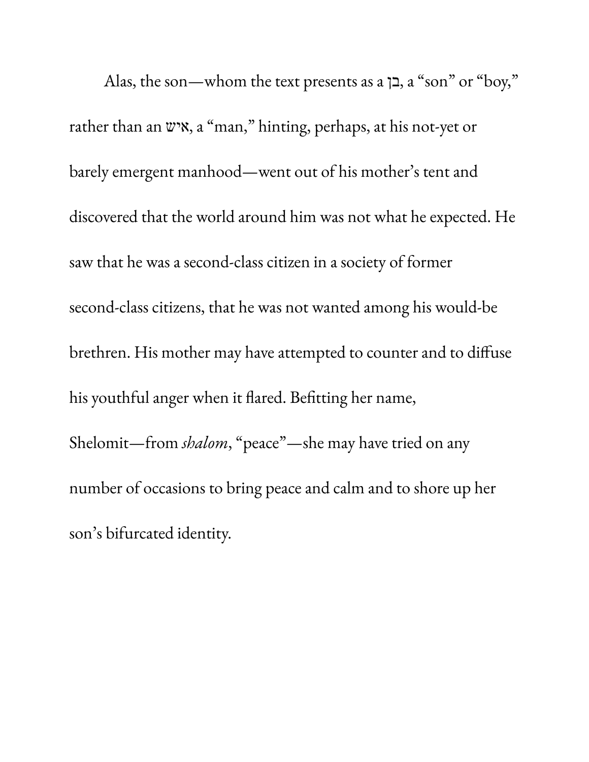Alas, the son—whom the text presents as a בן, a "son" or "boy," rather than an איש, a "man," hinting, perhaps, at his not-yet or barely emergent manhood—went out of his mother's tent and discovered that the world around him was not what he expected. He saw that he was a second-class citizen in a society of former second-class citizens, that he was not wanted among his would-be brethren. His mother may have attempted to counter and to diffuse his youthful anger when it flared. Befitting her name, Shelomit—from *shalom*, "peace"—she may have tried on any number of occasions to bring peace and calm and to shore up her son's bifurcated identity.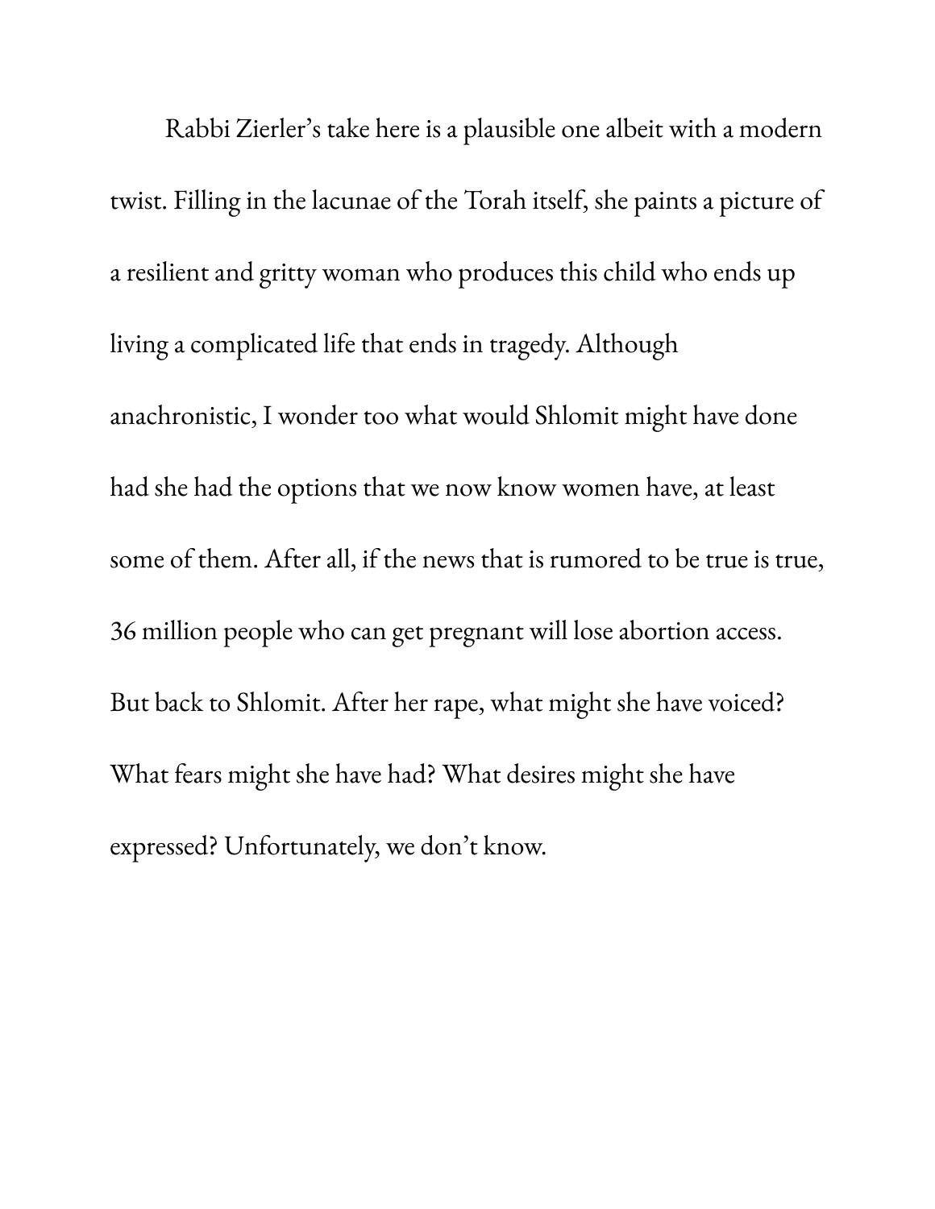Rabbi Zierler's take here is a plausible one albeit with a modern twist. Filling in the lacunae of the Torah itself, she paints a picture of a resilient and gritty woman who produces this child who ends up living a complicated life that ends in tragedy. Although anachronistic, I wonder too what would Shlomit might have done had she had the options that we now know women have, at least some of them. After all, if the news that is rumored to be true is true, 36 million people who can get pregnant will lose abortion access. But back to Shlomit. After her rape, what might she have voiced? What fears might she have had? What desires might she have expressed? Unfortunately, we don't know.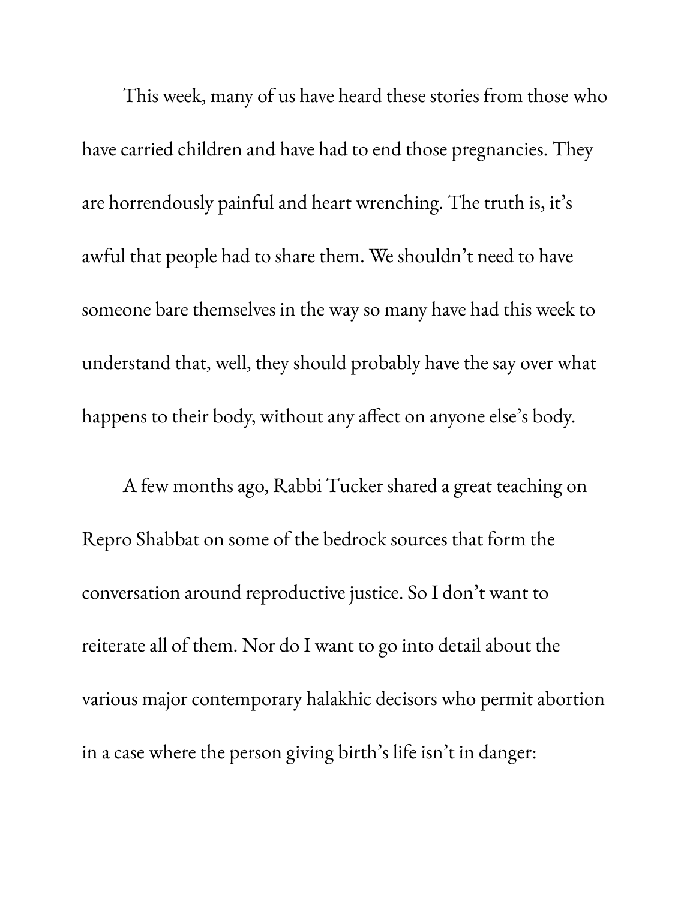This week, many of us have heard these stories from those who have carried children and have had to end those pregnancies. They are horrendously painful and heart wrenching. The truth is, it's awful that people had to share them. We shouldn't need to have someone bare themselves in the way so many have had this week to understand that, well, they should probably have the say over what happens to their body, without any affect on anyone else's body.

A few months ago, Rabbi Tucker shared a great teaching on Repro Shabbat on some of the bedrock sources that form the conversation around reproductive justice. So I don't want to reiterate all of them. Nor do I want to go into detail about the various major contemporary halakhic decisors who permit abortion in a case where the person giving birth's life isn't in danger: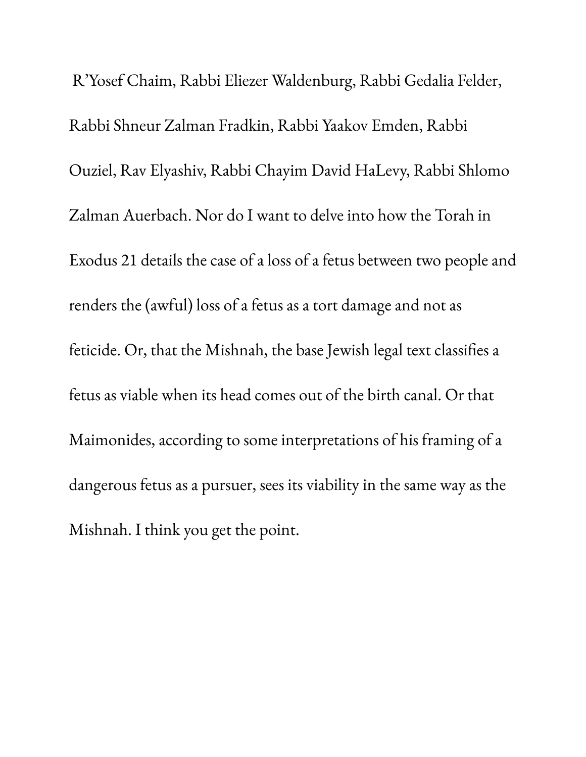R'Yosef Chaim, Rabbi Eliezer Waldenburg, Rabbi Gedalia Felder, Rabbi Shneur Zalman Fradkin, Rabbi Yaakov Emden, Rabbi Ouziel, Rav Elyashiv, Rabbi Chayim David HaLevy, Rabbi Shlomo Zalman Auerbach. Nor do I want to delve into how the Torah in Exodus 21 details the case of a loss of a fetus between two people and renders the (awful) loss of a fetus as a tort damage and not as feticide. Or, that the Mishnah, the base Jewish legal text classifies a fetus as viable when its head comes out of the birth canal. Or that Maimonides, according to some interpretations of his framing of a dangerous fetus as a pursuer, sees its viability in the same way as the Mishnah. I think you get the point.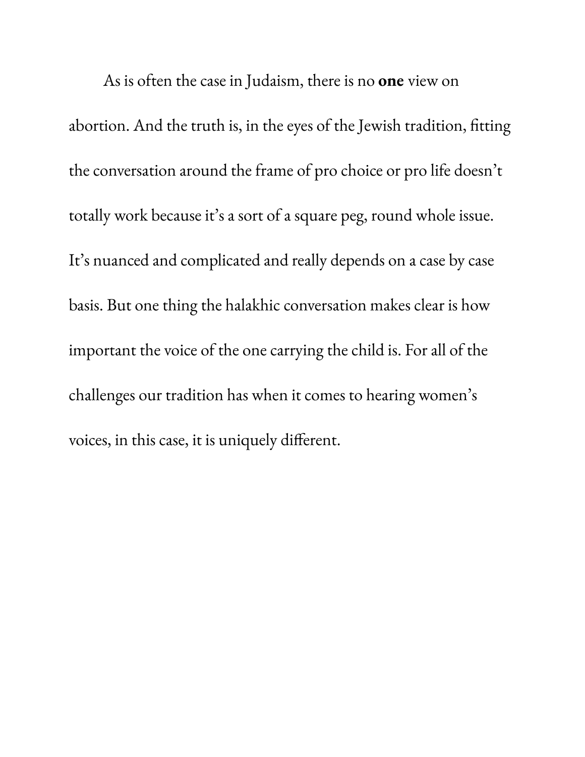As is often the case in Judaism, there is no **one** view on abortion. And the truth is, in the eyes of the Jewish tradition, fitting the conversation around the frame of pro choice or pro life doesn't totally work because it's a sort of a square peg, round whole issue. It's nuanced and complicated and really depends on a case by case basis. But one thing the halakhic conversation makes clear is how important the voice of the one carrying the child is. For all of the challenges our tradition has when it comes to hearing women's voices, in this case, it is uniquely different.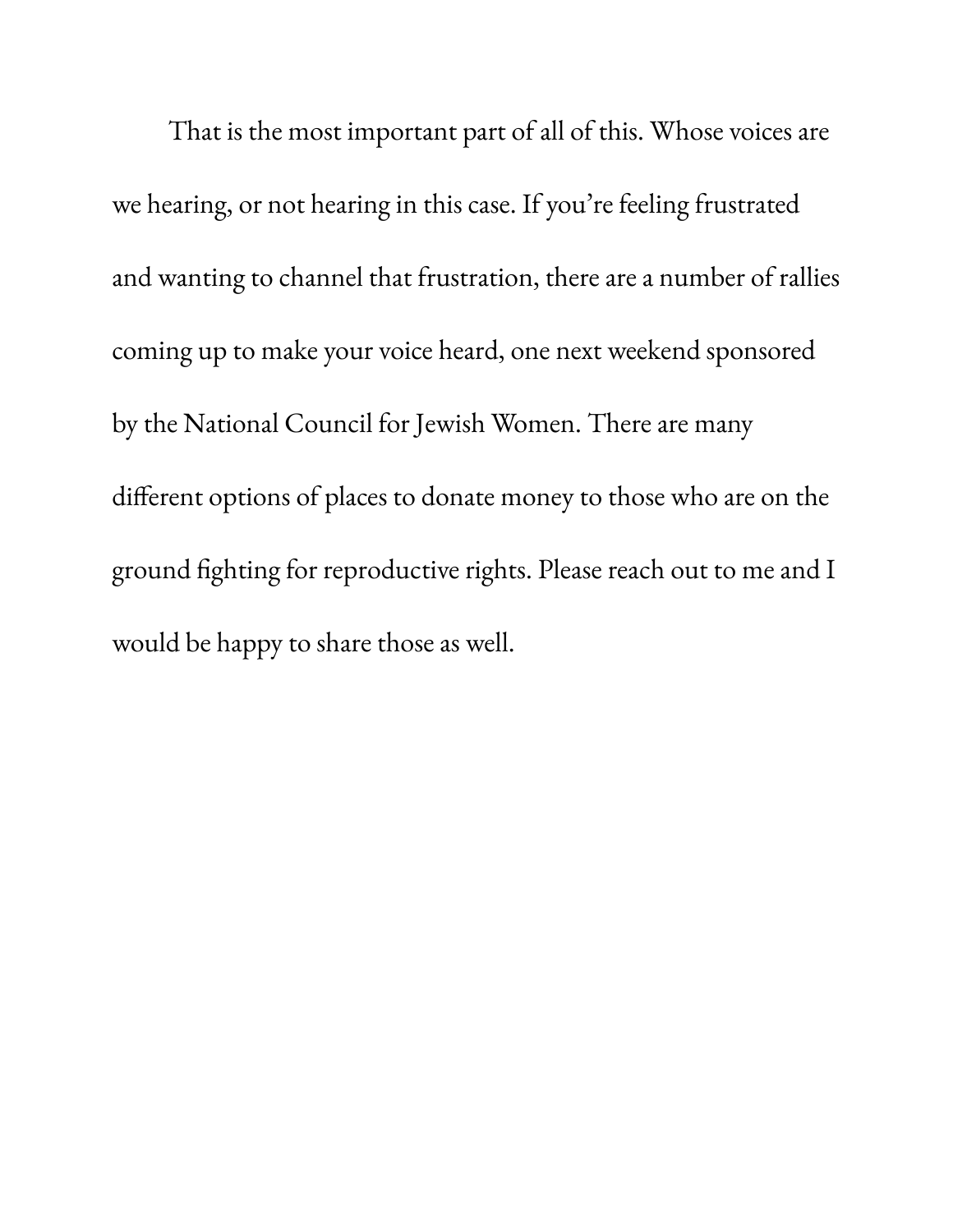That is the most important part of all of this. Whose voices are we hearing, or not hearing in this case. If you're feeling frustrated and wanting to channel that frustration, there are a number of rallies coming up to make your voice heard, one next weekend sponsored by the National Council for Jewish Women. There are many different options of places to donate money to those who are on the ground fighting for reproductive rights. Please reach out to me and I would be happy to share those as well.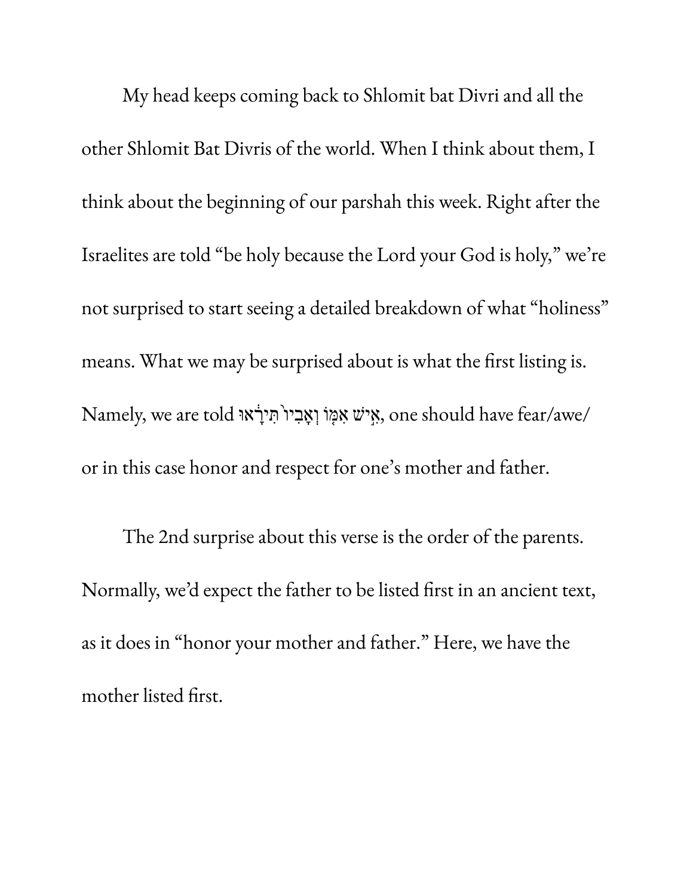My head keeps coming back to Shlomit bat Divri and all the other Shlomit Bat Divris of the world. When I think about them, I think about the beginning of our parshah this week. Right after the Israelites are told "be holy because the Lord your God is holy," we're not surprised to start seeing a detailed breakdown of what "holiness" means. What we may be surprised about is what the first listing is. Namely, we are told אִ֣ישׁ אִמּ֤וֹ וְאָבִיו֙ תִּירָ֔אוּ, one should have fear/awe/ or in this case honor and respect for one's mother and father.

The 2nd surprise about this verse is the order of the parents. Normally, we'd expect the father to be listed first in an ancient text, as it does in "honor your mother and father." Here, we have the mother listed first.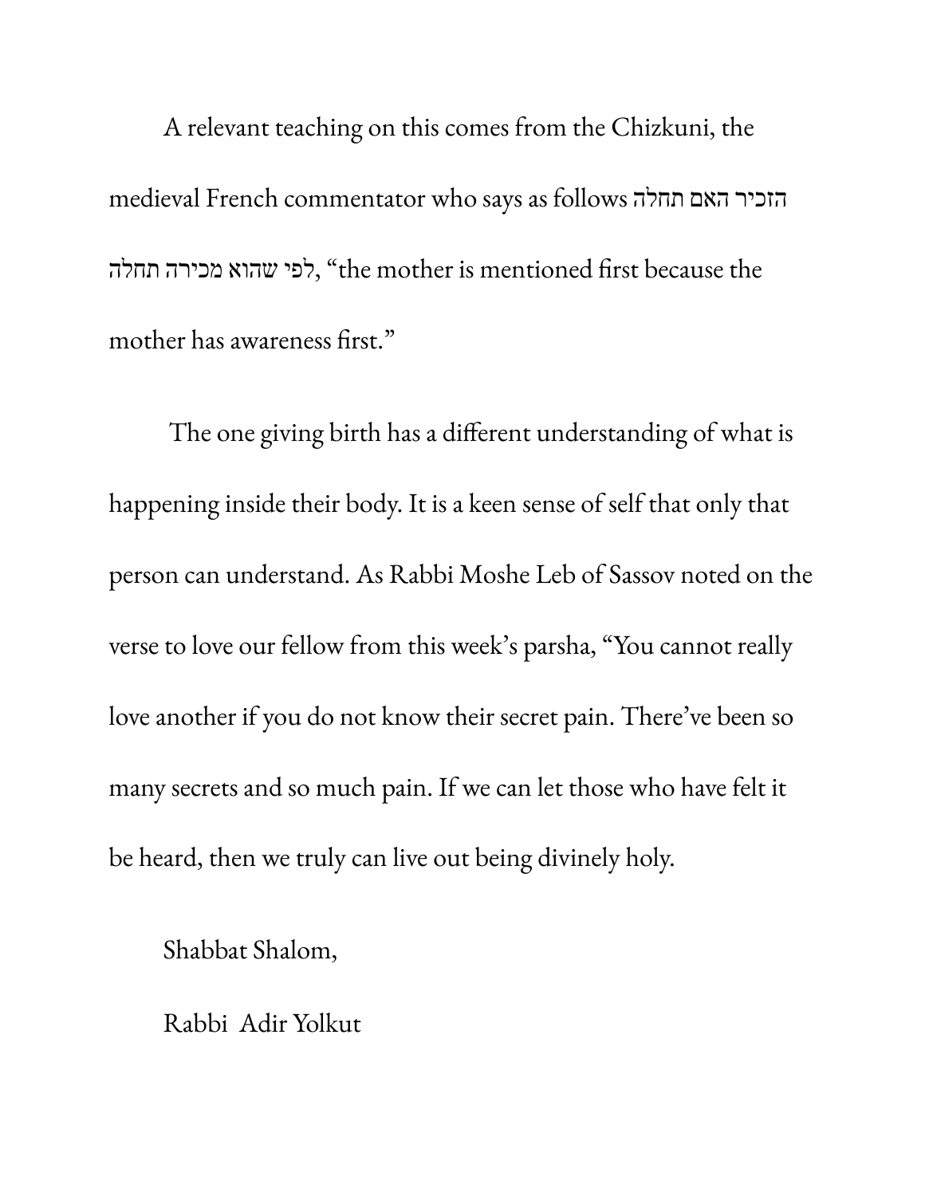A relevant teaching on this comes from the Chizkuni, the medieval French commentator who says as follows הזכיר האם תחלה לפי שהוא מכירה תחלה, "the mother is mentioned first because the mother has awareness first."

The one giving birth has a different understanding of what is happening inside their body. It is a keen sense of self that only that person can understand. As Rabbi Moshe Leb of Sassov noted on the verse to love our fellow from this week's parsha, "You cannot really love another if you do not know their secret pain. There've been so many secrets and so much pain. If we can let those who have felt it be heard, then we truly can live out being divinely holy.

Shabbat Shalom,

Rabbi Adir Yolkut